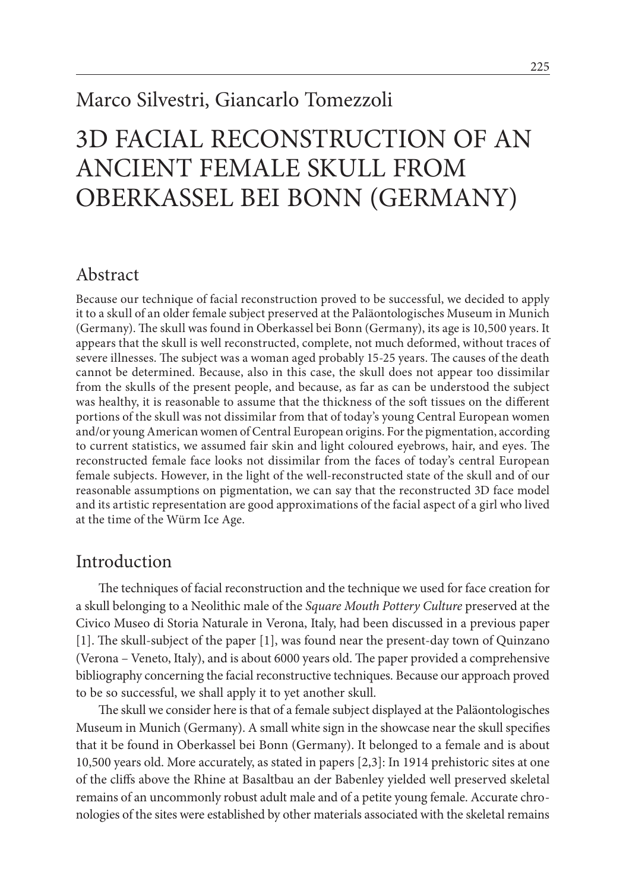Marco Silvestri, Giancarlo Tomezzoli

# 3D FACIAL RECONSTRUCTION OF AN ANCIENT FEMALE SKULL FROM OBERKASSEL BEI BONN (GERMANY)

## Abstract

Because our technique of facial reconstruction proved to be successful, we decided to apply it to a skull of an older female subject preserved at the Paläontologisches Museum in Munich (Germany). The skull was found in Oberkassel bei Bonn (Germany), its age is 10,500 years. It appears that the skull is well reconstructed, complete, not much deformed, without traces of severe illnesses. The subject was a woman aged probably 15-25 years. The causes of the death cannot be determined. Because, also in this case, the skull does not appear too dissimilar from the skulls of the present people, and because, as far as can be understood the subject was healthy, it is reasonable to assume that the thickness of the soft tissues on the different portions of the skull was not dissimilar from that of today's young Central European women and/or young American women of Central European origins. For the pigmentation, according to current statistics, we assumed fair skin and light coloured eyebrows, hair, and eyes. The reconstructed female face looks not dissimilar from the faces of today's central European female subjects. However, in the light of the well-reconstructed state of the skull and of our reasonable assumptions on pigmentation, we can say that the reconstructed 3D face model and its artistic representation are good approximations of the facial aspect of a girl who lived at the time of the Würm Ice Age.

## Introduction

The techniques of facial reconstruction and the technique we used for face creation for a skull belonging to a Neolithic male of the *Square Mouth Pottery Culture* preserved at the Civico Museo di Storia Naturale in Verona, Italy, had been discussed in a previous paper [1]. The skull-subject of the paper [1], was found near the present-day town of Quinzano (Verona – Veneto, Italy), and is about 6000 years old. The paper provided a comprehensive bibliography concerning the facial reconstructive techniques. Because our approach proved to be so successful, we shall apply it to yet another skull.

The skull we consider here is that of a female subject displayed at the Paläontologisches Museum in Munich (Germany). A small white sign in the showcase near the skull specifies that it be found in Oberkassel bei Bonn (Germany). It belonged to a female and is about 10,500 years old. More accurately, as stated in papers [2,3]: In 1914 prehistoric sites at one of the cliffs above the Rhine at Basaltbau an der Babenley yielded well preserved skeletal remains of an uncommonly robust adult male and of a petite young female. Accurate chronologies of the sites were established by other materials associated with the skeletal remains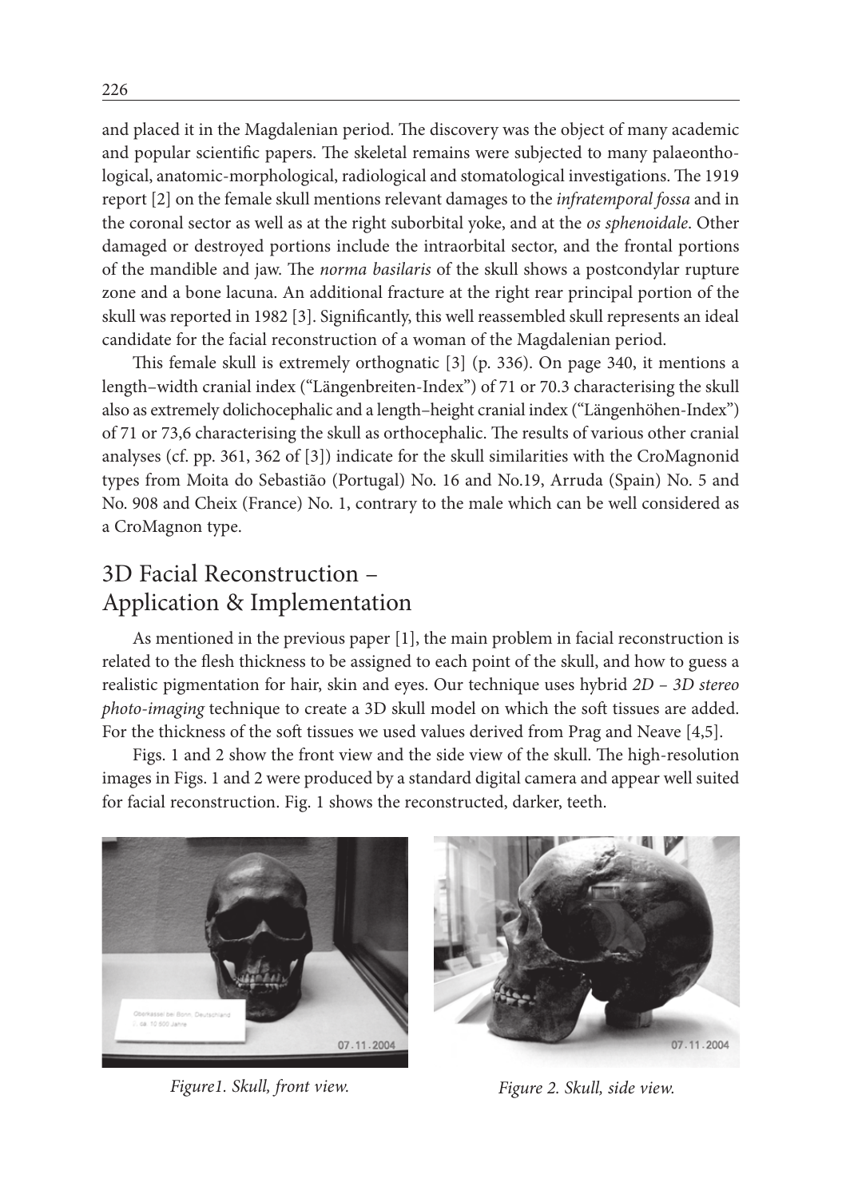and placed it in the Magdalenian period. The discovery was the object of many academic and popular scientific papers. The skeletal remains were subjected to many palaeontological, anatomic-morphological, radiological and stomatological investigations. The 1919 report [2] on the female skull mentions relevant damages to the *infratemporal fossa* and in the coronal sector as well as at the right suborbital yoke, and at the *os sphenoidale*. Other damaged or destroyed portions include the intraorbital sector, and the frontal portions of the mandible and jaw. The *norma basilaris* of the skull shows a postcondylar rupture zone and a bone lacuna. An additional fracture at the right rear principal portion of the skull was reported in 1982 [3]. Significantly, this well reassembled skull represents an ideal candidate for the facial reconstruction of a woman of the Magdalenian period.

This female skull is extremely orthognatic [3] (p. 336). On page 340, it mentions a length–width cranial index ("Längenbreiten-Index") of 71 or 70.3 characterising the skull also as extremely dolichocephalic and a length–height cranial index ("Längenhöhen-Index") of 71 or 73,6 characterising the skull as orthocephalic. The results of various other cranial analyses (cf. pp. 361, 362 of [3]) indicate for the skull similarities with the CroMagnonid types from Moita do Sebastião (Portugal) No. 16 and No.19, Arruda (Spain) No. 5 and No. 908 and Cheix (France) No. 1, contrary to the male which can be well considered as a CroMagnon type.

## 3D Facial Reconstruction – Application & Implementation

As mentioned in the previous paper [1], the main problem in facial reconstruction is related to the flesh thickness to be assigned to each point of the skull, and how to guess a realistic pigmentation for hair, skin and eyes. Our technique uses hybrid *2D – 3D stereo photo-imaging* technique to create a 3D skull model on which the soft tissues are added. For the thickness of the soft tissues we used values derived from Prag and Neave [4,5].

Figs. 1 and 2 show the front view and the side view of the skull. The high-resolution images in Figs. 1 and 2 were produced by a standard digital camera and appear well suited for facial reconstruction. Fig. 1 shows the reconstructed, darker, teeth.

*Figure1. Skull, front view.*

*Figure 2. Skull, side view.*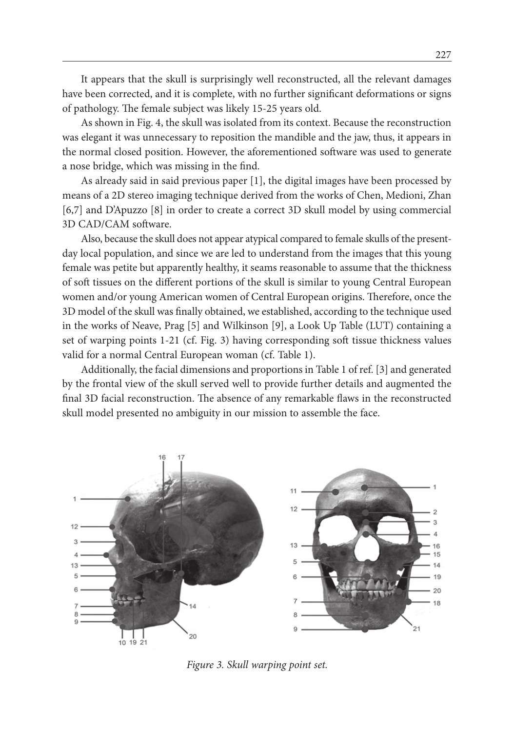It appears that the skull is surprisingly well reconstructed, all the relevant damages have been corrected, and it is complete, with no further significant deformations or signs of pathology. The female subject was likely 15-25 years old.

As shown in Fig. 4, the skull was isolated from its context. Because the reconstruction was elegant it was unnecessary to reposition the mandible and the jaw, thus, it appears in the normal closed position. However, the aforementioned software was used to generate a nose bridge, which was missing in the find.

As already said in said previous paper [1], the digital images have been processed by means of a 2D stereo imaging technique derived from the works of Chen, Medioni, Zhan [6,7] and D'Apuzzo [8] in order to create a correct 3D skull model by using commercial 3D CAD/CAM software.

Also, because the skull does not appear atypical compared to female skulls of the present-day local population, and since we are led to understand from the images that this young female was petite but apparently healthy, it seams reasonable to assume that the thickness of soft tissues on the different portions of the skull is similar to young Central European women and/or young American women of Central European origins. Therefore, once the 3D model of the skull was finally obtained, we established, according to the technique used in the works of Neave, Prag [5] and Wilkinson [9], a Look Up Table (LUT) containing a set of warping points 1-21 (cf. Fig. 3) having corresponding soft tissue thickness values valid for a normal Central European woman (cf. Table 1).

Additionally, the facial dimensions and proportions in Table 1 of ref. [3] and generated by the frontal view of the skull served well to provide further details and augmented the final 3D facial reconstruction. The absence of any remarkable flaws in the reconstructed skull model presented no ambiguity in our mission to assemble the face.

*Figure 3. Skull warping point set.*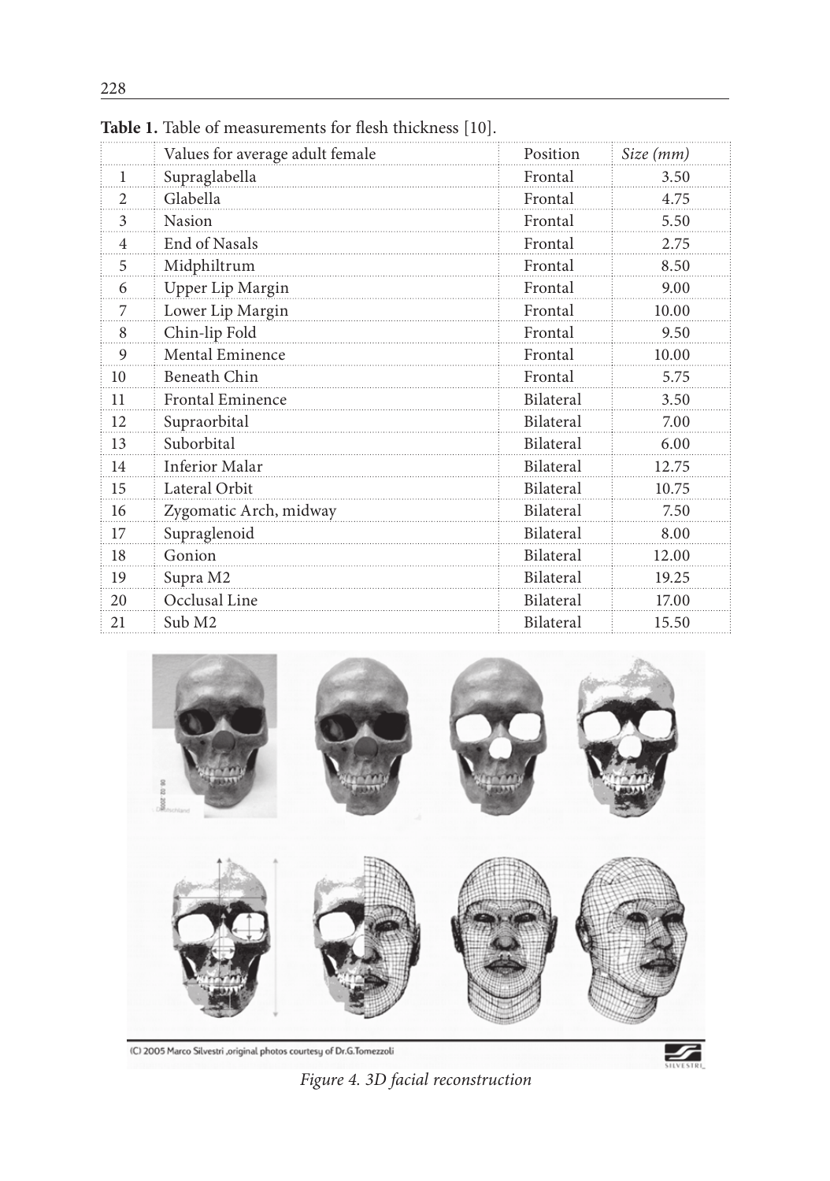**Table 1.** Table of measurements for flesh thickness [10].

| | Values for average adult female | Position | *Size (mm)* |
|---|---|---|---|
| 1 | Supraglabella | Frontal | 3.50 |
| 2 | Glabella | Frontal | 4.75 |
| 3 | Nasion | Frontal | 5.50 |
| 4 | End of Nasals | Frontal | 2.75 |
| 5 | Midphiltrum | Frontal | 8.50 |
| 6 | Upper Lip Margin | Frontal | 9.00 |
| 7 | Lower Lip Margin | Frontal | 10.00 |
| 8 | Chin-lip Fold | Frontal | 9.50 |
| 9 | Mental Eminence | Frontal | 10.00 |
| 10 | Beneath Chin | Frontal | 5.75 |
| 11 | Frontal Eminence | Bilateral | 3.50 |
| 12 | Supraorbital | Bilateral | 7.00 |
| 13 | Suborbital | Bilateral | 6.00 |
| 14 | Inferior Malar | Bilateral | 12.75 |
| 15 | Lateral Orbit | Bilateral | 10.75 |
| 16 | Zygomatic Arch, midway | Bilateral | 7.50 |
| 17 | Supraglenoid | Bilateral | 8.00 |
| 18 | Gonion | Bilateral | 12.00 |
| 19 | Supra M2 | Bilateral | 19.25 |
| 20 | Occlusal Line | Bilateral | 17.00 |
| 21 | Sub M2 | Bilateral | 15.50 |

(C) 2005 Marco Silvestri ,original photos courtesy of Dr.G.Tomezzoli

*Figure 4. 3D facial reconstruction*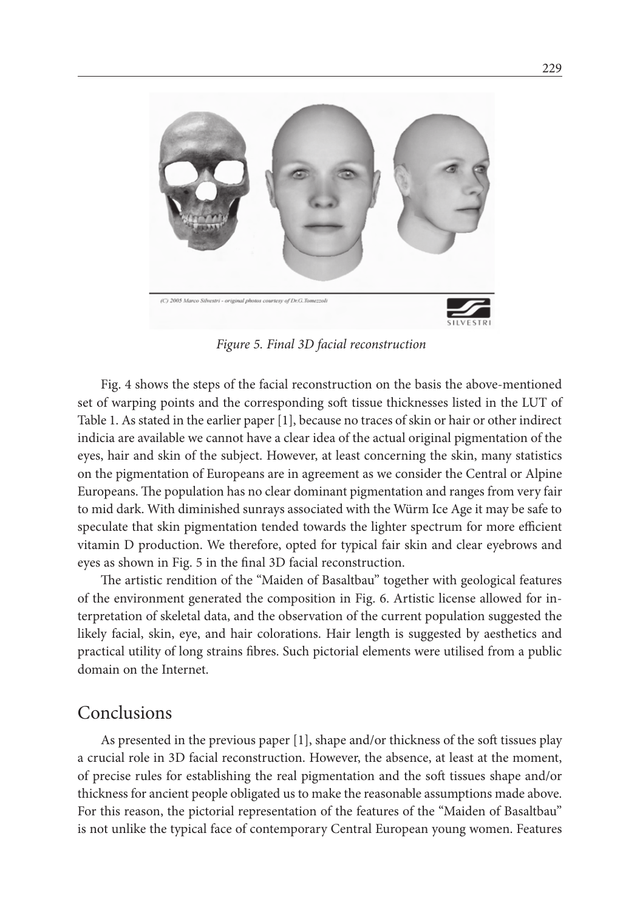*Figure 5. Final 3D facial reconstruction*

Fig. 4 shows the steps of the facial reconstruction on the basis the above-mentioned set of warping points and the corresponding soft tissue thicknesses listed in the LUT of Table 1. As stated in the earlier paper [1], because no traces of skin or hair or other indirect indicia are available we cannot have a clear idea of the actual original pigmentation of the eyes, hair and skin of the subject. However, at least concerning the skin, many statistics on the pigmentation of Europeans are in agreement as we consider the Central or Alpine Europeans. The population has no clear dominant pigmentation and ranges from very fair to mid dark. With diminished sunrays associated with the Würm Ice Age it may be safe to speculate that skin pigmentation tended towards the lighter spectrum for more efficient vitamin D production. We therefore, opted for typical fair skin and clear eyebrows and eyes as shown in Fig. 5 in the final 3D facial reconstruction.

The artistic rendition of the "Maiden of Basaltbau" together with geological features of the environment generated the composition in Fig. 6. Artistic license allowed for interpretation of skeletal data, and the observation of the current population suggested the likely facial, skin, eye, and hair colorations. Hair length is suggested by aesthetics and practical utility of long strains fibres. Such pictorial elements were utilised from a public domain on the Internet.

## Conclusions

As presented in the previous paper [1], shape and/or thickness of the soft tissues play a crucial role in 3D facial reconstruction. However, the absence, at least at the moment, of precise rules for establishing the real pigmentation and the soft tissues shape and/or thickness for ancient people obligated us to make the reasonable assumptions made above. For this reason, the pictorial representation of the features of the "Maiden of Basaltbau" is not unlike the typical face of contemporary Central European young women. Features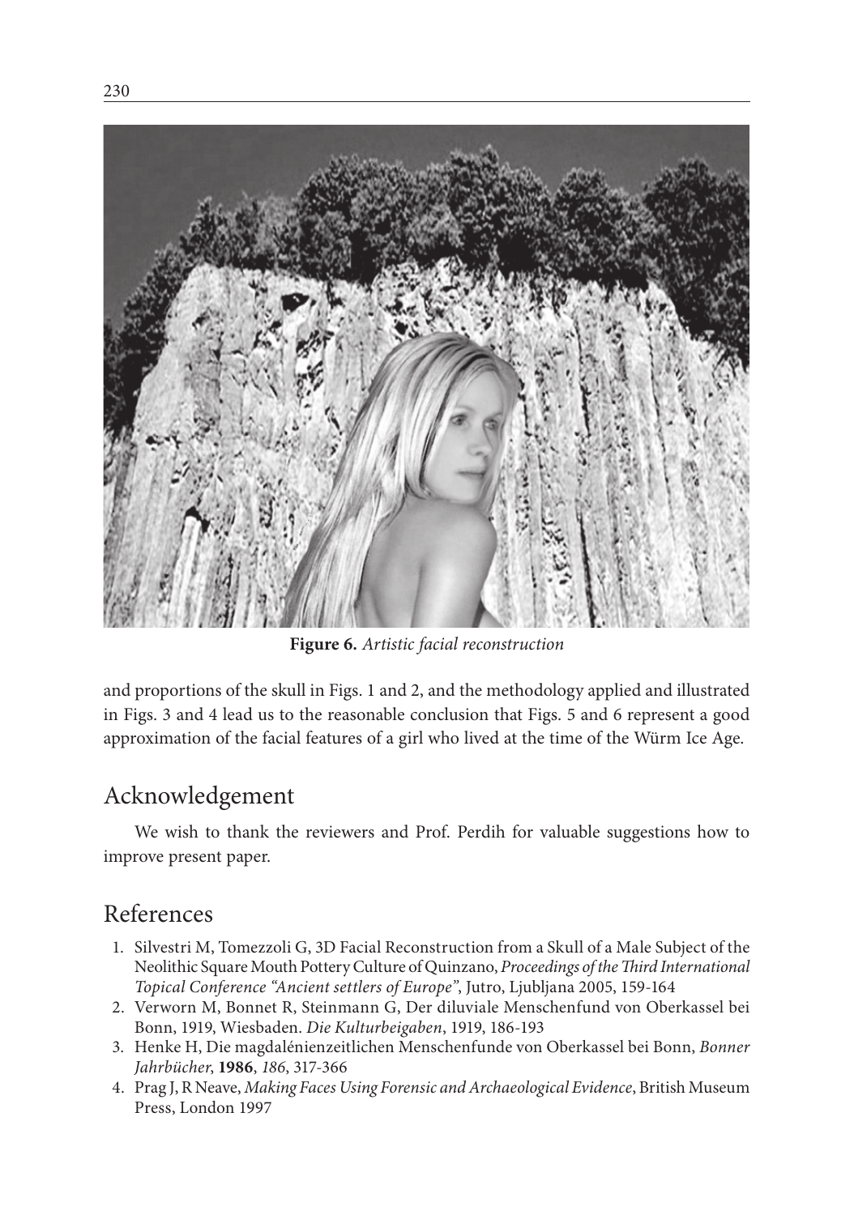**Figure 6.** *Artistic facial reconstruction*

and proportions of the skull in Figs. 1 and 2, and the methodology applied and illustrated in Figs. 3 and 4 lead us to the reasonable conclusion that Figs. 5 and 6 represent a good approximation of the facial features of a girl who lived at the time of the Würm Ice Age.

## Acknowledgement

We wish to thank the reviewers and Prof. Perdih for valuable suggestions how to improve present paper.

## References

1. Silvestri M, Tomezzoli G, 3D Facial Reconstruction from a Skull of a Male Subject of the Neolithic Square Mouth Pottery Culture of Quinzano, *Proceedings of the Third International Topical Conference "Ancient settlers of Europe"*, Jutro, Ljubljana 2005, 159-164
2. Verworn M, Bonnet R, Steinmann G, Der diluviale Menschenfund von Oberkassel bei Bonn, 1919, Wiesbaden. *Die Kulturbeigaben*, 1919, 186-193
3. Henke H, Die magdalénienzeitlichen Menschenfunde von Oberkassel bei Bonn, *Bonner Jahrbücher*, **1986**, *186*, 317-366
4. Prag J, R Neave, *Making Faces Using Forensic and Archaeological Evidence*, British Museum Press, London 1997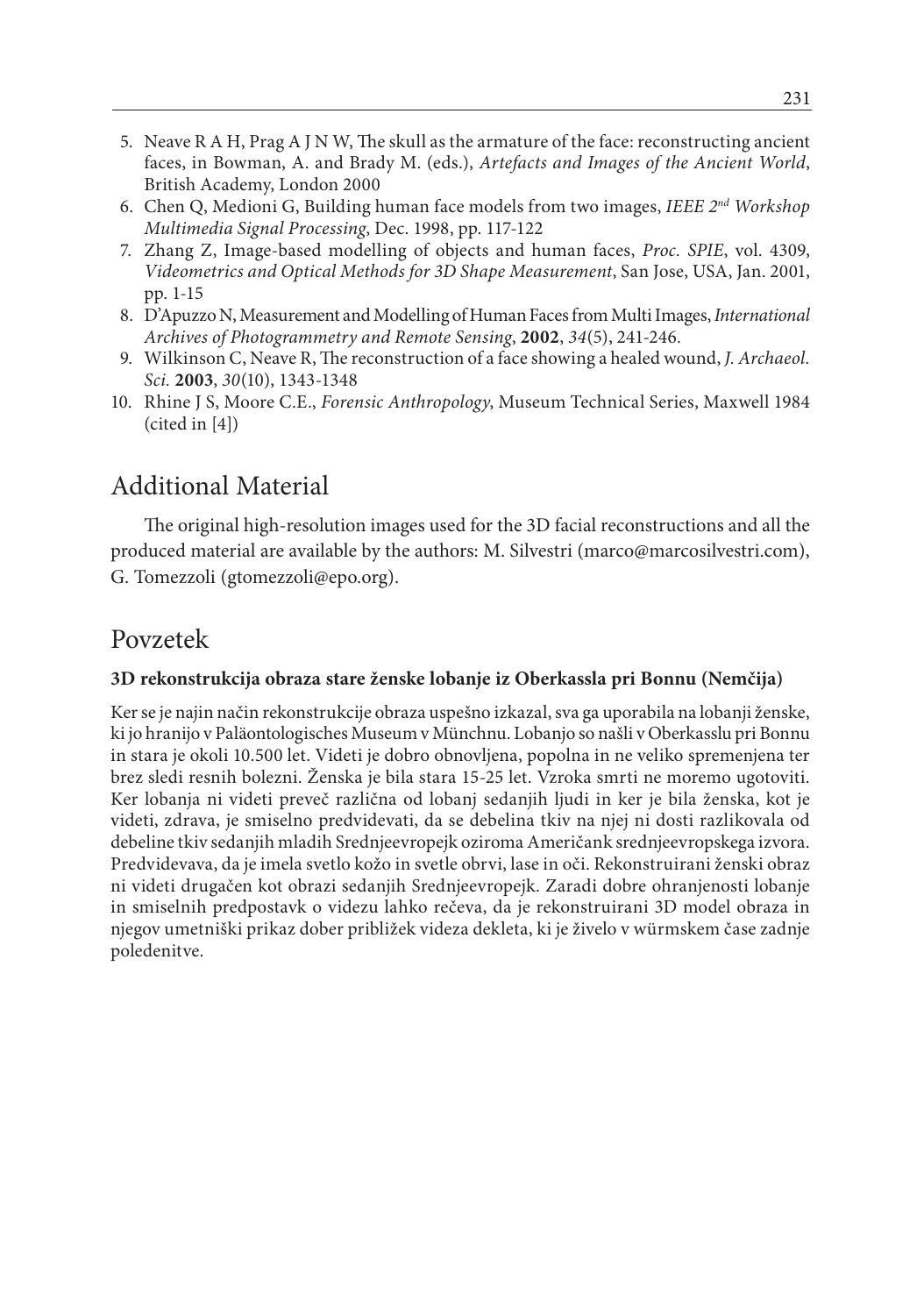5. Neave R A H, Prag A J N W, The skull as the armature of the face: reconstructing ancient faces, in Bowman, A. and Brady M. (eds.), *Artefacts and Images of the Ancient World*, British Academy, London 2000
6. Chen Q, Medioni G, Building human face models from two images, *IEEE 2nd Workshop Multimedia Signal Processing*, Dec. 1998, pp. 117-122
7. Zhang Z, Image-based modelling of objects and human faces, *Proc. SPIE*, vol. 4309, *Videometrics and Optical Methods for 3D Shape Measurement*, San Jose, USA, Jan. 2001, pp. 1-15
8. D'Apuzzo N, Measurement and Modelling of Human Faces from Multi Images, *International Archives of Photogrammetry and Remote Sensing*, **2002**, *34*(5), 241-246.
9. Wilkinson C, Neave R, The reconstruction of a face showing a healed wound, *J. Archaeol. Sci.* **2003**, *30*(10), 1343-1348
10. Rhine J S, Moore C.E., *Forensic Anthropology*, Museum Technical Series, Maxwell 1984 (cited in [4])

## Additional Material

The original high-resolution images used for the 3D facial reconstructions and all the produced material are available by the authors: M. Silvestri (marco@marcosilvestri.com), G. Tomezzoli (gtomezzoli@epo.org).

## Povzetek

### 3D rekonstrukcija obraza stare ženske lobanje iz Oberkassla pri Bonnu (Nemčija)

Ker se je najin način rekonstrukcije obraza uspešno izkazal, sva ga uporabila na lobanji ženske, ki jo hranijo v Paläontologisches Museum v Münchnu. Lobanjo so našli v Oberkasslu pri Bonnu in stara je okoli 10.500 let. Videti je dobro obnovljena, popolna in ne veliko spremenjena ter brez sledi resnih bolezni. Ženska je bila stara 15-25 let. Vzroka smrti ne moremo ugotoviti. Ker lobanja ni videti preveč različna od lobanj sedanjih ljudi in ker je bila ženska, kot je videti, zdrava, je smiselno predvidevati, da se debelina tkiv na njej ni dosti razlikovala od debeline tkiv sedanjih mladih Srednjeevropejk oziroma Američank srednjeevropskega izvora. Predvidevava, da je imela svetlo kožo in svetle obrvi, lase in oči. Rekonstruirani ženski obraz ni videti drugačen kot obrazi sedanjih Srednjeevropejk. Zaradi dobre ohranjenosti lobanje in smiselnih predpostavk o videzu lahko rečeva, da je rekonstruirani 3D model obraza in njegov umetniški prikaz dober približek videza dekleta, ki je živelo v würmskem času zadnje poledenitve.